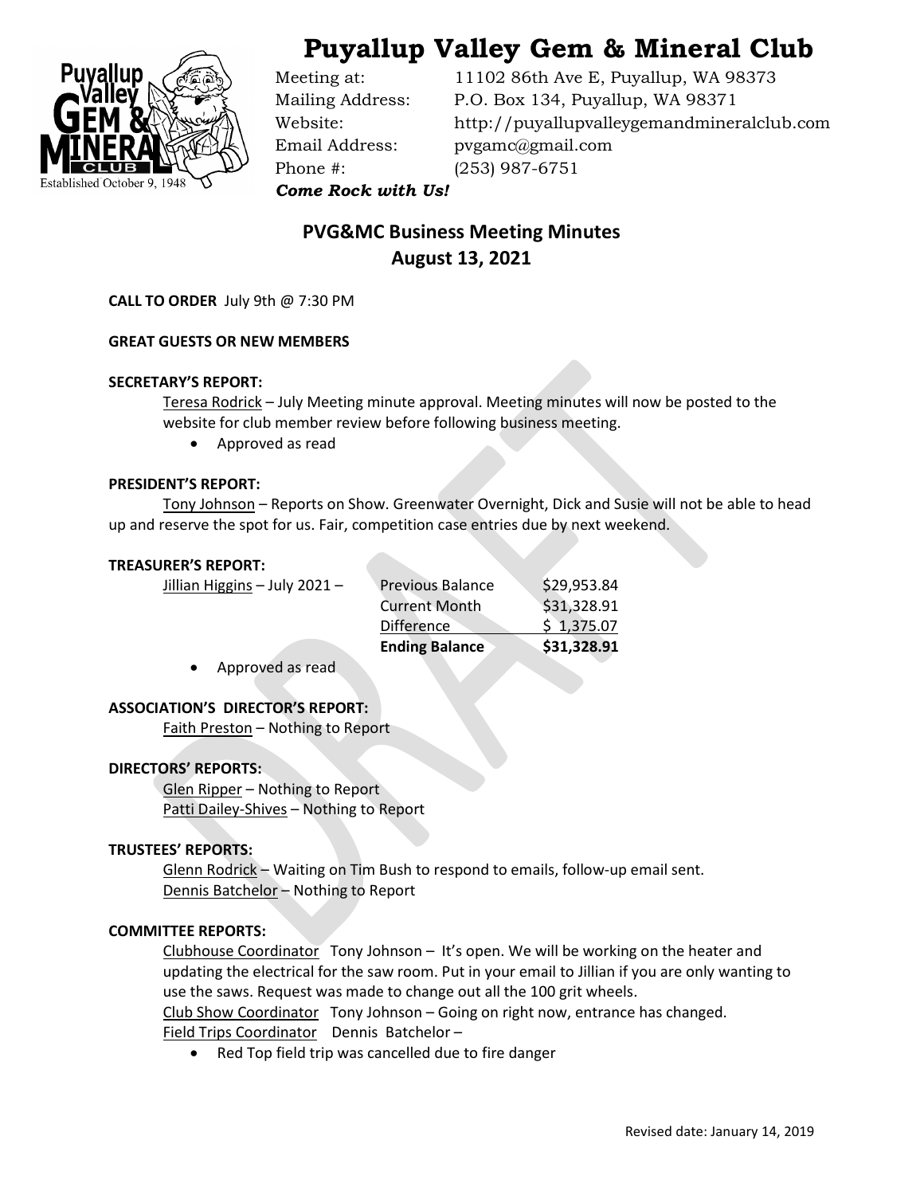# Puyallup Valley Gem & Mineral Club

Meeting at: 11102 86th Ave E, Puyallup, WA 98373
Mailing Address: P.O. Box 134, Puyallup, WA 98371
Website: http://puyallupvalleygemandmineralclub.com
Email Address: pvgamc@gmail.com
Phone #: (253) 987-6751

***Come Rock with Us!***

## PVG&MC Business Meeting Minutes
## August 13, 2021

**CALL TO ORDER** July 9th @ 7:30 PM

**GREAT GUESTS OR NEW MEMBERS**

**SECRETARY'S REPORT:**

Teresa Rodrick – July Meeting minute approval. Meeting minutes will now be posted to the website for club member review before following business meeting.

- Approved as read

**PRESIDENT'S REPORT:**

Tony Johnson – Reports on Show. Greenwater Overnight, Dick and Susie will not be able to head up and reserve the spot for us. Fair, competition case entries due by next weekend.

**TREASURER'S REPORT:**

Jillian Higgins – July 2021 –

| | |
|---|---|
| Previous Balance | $29,953.84 |
| Current Month | $31,328.91 |
| Difference | $ 1,375.07 |
| **Ending Balance** | **$31,328.91** |

- Approved as read

**ASSOCIATION'S DIRECTOR'S REPORT:**

Faith Preston – Nothing to Report

**DIRECTORS' REPORTS:**

Glen Ripper – Nothing to Report
Patti Dailey-Shives – Nothing to Report

**TRUSTEES' REPORTS:**

Glenn Rodrick – Waiting on Tim Bush to respond to emails, follow-up email sent.
Dennis Batchelor – Nothing to Report

**COMMITTEE REPORTS:**

Clubhouse Coordinator Tony Johnson – It's open. We will be working on the heater and updating the electrical for the saw room. Put in your email to Jillian if you are only wanting to use the saws. Request was made to change out all the 100 grit wheels.

Club Show Coordinator Tony Johnson – Going on right now, entrance has changed.

Field Trips Coordinator Dennis Batchelor –

- Red Top field trip was cancelled due to fire danger

Revised date: January 14, 2019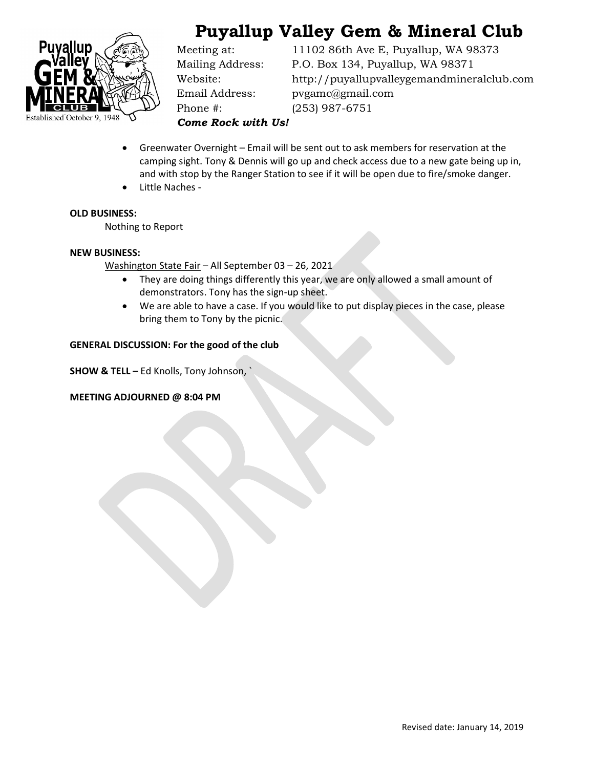# Puyallup Valley Gem & Mineral Club

Meeting at: 11102 86th Ave E, Puyallup, WA 98373
Mailing Address: P.O. Box 134, Puyallup, WA 98371
Website: http://puyallupvalleygemandmineralclub.com
Email Address: pvgamc@gmail.com
Phone #: (253) 987-6751

***Come Rock with Us!***

- Greenwater Overnight – Email will be sent out to ask members for reservation at the camping sight. Tony & Dennis will go up and check access due to a new gate being up in, and with stop by the Ranger Station to see if it will be open due to fire/smoke danger.
- Little Naches -

**OLD BUSINESS:**

Nothing to Report

**NEW BUSINESS:**

Washington State Fair – All September 03 – 26, 2021

- They are doing things differently this year, we are only allowed a small amount of demonstrators. Tony has the sign-up sheet.
- We are able to have a case. If you would like to put display pieces in the case, please bring them to Tony by the picnic.

**GENERAL DISCUSSION: For the good of the club**

**SHOW & TELL –** Ed Knolls, Tony Johnson, `

**MEETING ADJOURNED @ 8:04 PM**

Revised date: January 14, 2019